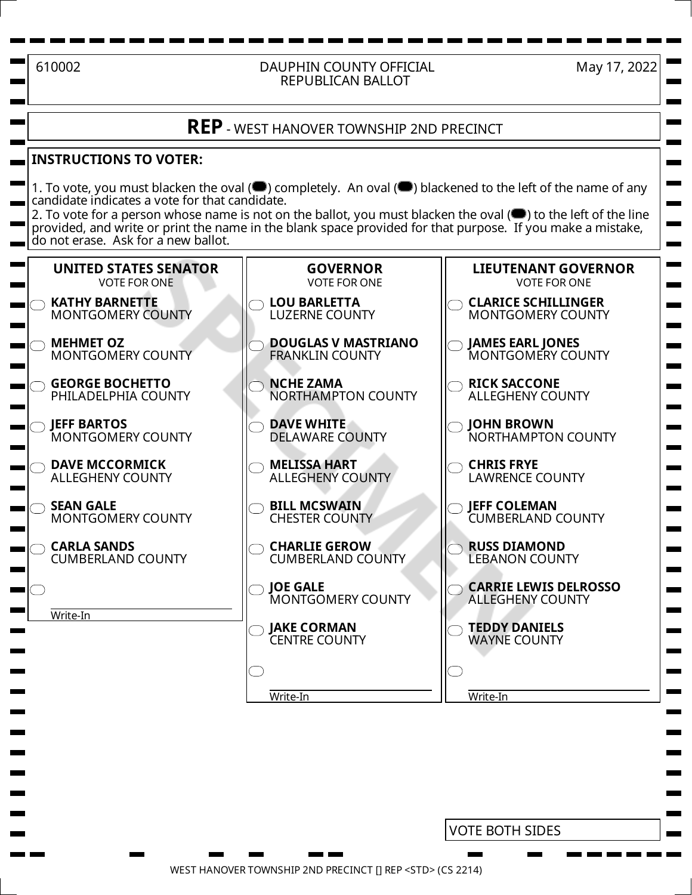610002

DAUPHIN COUNTY OFFICIAL
REPUBLICAN BALLOT

May 17, 2022

# REP - WEST HANOVER TOWNSHIP 2ND PRECINCT

**INSTRUCTIONS TO VOTER:**

1. To vote, you must blacken the oval (⬬) completely. An oval (⬬) blackened to the left of the name of any candidate indicates a vote for that candidate.
2. To vote for a person whose name is not on the ballot, you must blacken the oval (⬬) to the left of the line provided, and write or print the name in the blank space provided for that purpose. If you make a mistake, do not erase. Ask for a new ballot.

## UNITED STATES SENATOR
VOTE FOR ONE

- ⬭ **KATHY BARNETTE** MONTGOMERY COUNTY
- ⬭ **MEHMET OZ** MONTGOMERY COUNTY
- ⬭ **GEORGE BOCHETTO** PHILADELPHIA COUNTY
- ⬭ **JEFF BARTOS** MONTGOMERY COUNTY
- ⬭ **DAVE MCCORMICK** ALLEGHENY COUNTY
- ⬭ **SEAN GALE** MONTGOMERY COUNTY
- ⬭ **CARLA SANDS** CUMBERLAND COUNTY
- ⬭ ________ Write-In

## GOVERNOR
VOTE FOR ONE

- ⬭ **LOU BARLETTA** LUZERNE COUNTY
- ⬭ **DOUGLAS V MASTRIANO** FRANKLIN COUNTY
- ⬭ **NCHE ZAMA** NORTHAMPTON COUNTY
- ⬭ **DAVE WHITE** DELAWARE COUNTY
- ⬭ **MELISSA HART** ALLEGHENY COUNTY
- ⬭ **BILL MCSWAIN** CHESTER COUNTY
- ⬭ **CHARLIE GEROW** CUMBERLAND COUNTY
- ⬭ **JOE GALE** MONTGOMERY COUNTY
- ⬭ **JAKE CORMAN** CENTRE COUNTY
- ⬭ ________ Write-In

## LIEUTENANT GOVERNOR
VOTE FOR ONE

- ⬭ **CLARICE SCHILLINGER** MONTGOMERY COUNTY
- ⬭ **JAMES EARL JONES** MONTGOMERY COUNTY
- ⬭ **RICK SACCONE** ALLEGHENY COUNTY
- ⬭ **JOHN BROWN** NORTHAMPTON COUNTY
- ⬭ **CHRIS FRYE** LAWRENCE COUNTY
- ⬭ **JEFF COLEMAN** CUMBERLAND COUNTY
- ⬭ **RUSS DIAMOND** LEBANON COUNTY
- ⬭ **CARRIE LEWIS DELROSSO** ALLEGHENY COUNTY
- ⬭ **TEDDY DANIELS** WAYNE COUNTY
- ⬭ ________ Write-In

VOTE BOTH SIDES

WEST HANOVER TOWNSHIP 2ND PRECINCT [] REP <STD> (CS 2214)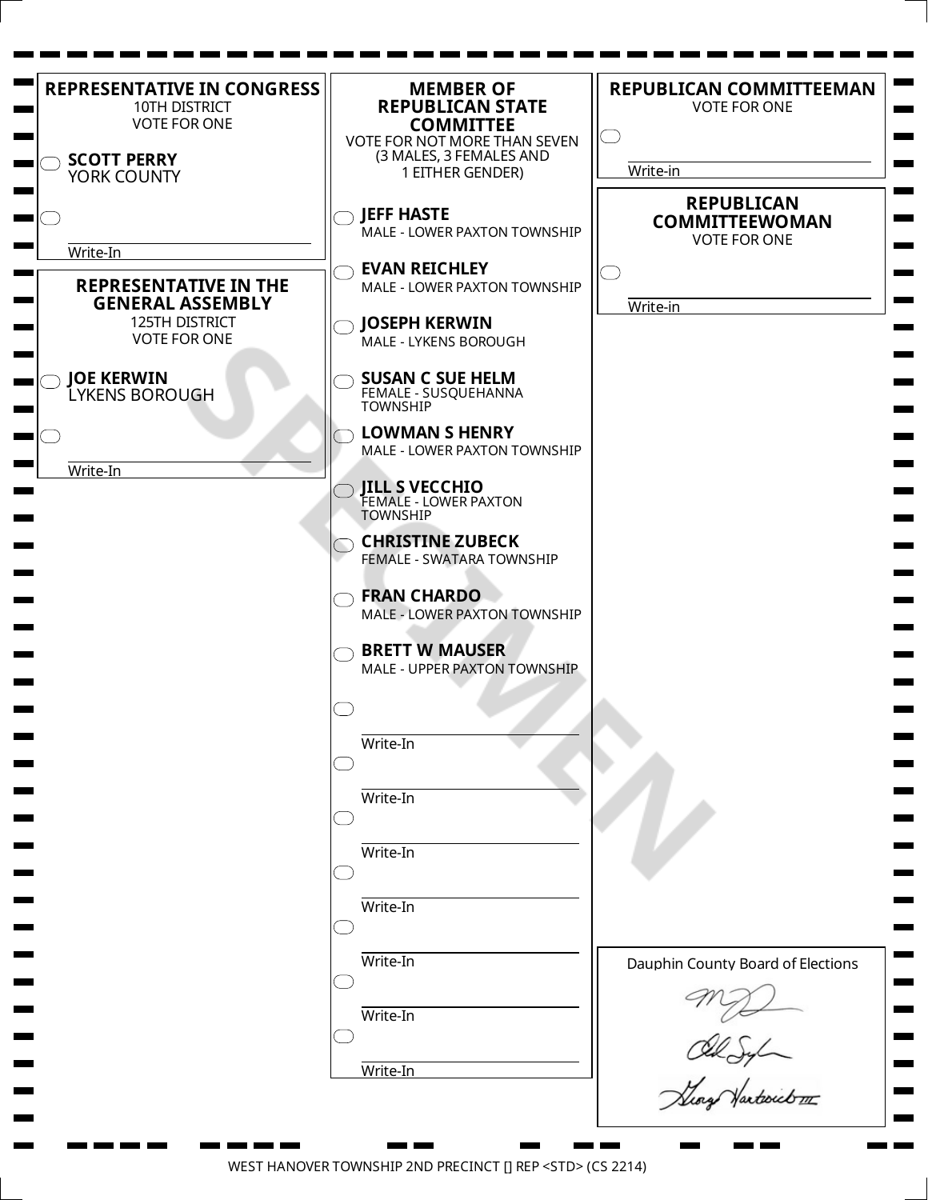## REPRESENTATIVE IN CONGRESS

10TH DISTRICT
VOTE FOR ONE

- **SCOTT PERRY**
  YORK COUNTY
- Write-In

## REPRESENTATIVE IN THE GENERAL ASSEMBLY

125TH DISTRICT
VOTE FOR ONE

- **JOE KERWIN**
  LYKENS BOROUGH
- Write-In

## MEMBER OF REPUBLICAN STATE COMMITTEE

VOTE FOR NOT MORE THAN SEVEN
(3 MALES, 3 FEMALES AND
1 EITHER GENDER)

- **JEFF HASTE**
  MALE - LOWER PAXTON TOWNSHIP
- **EVAN REICHLEY**
  MALE - LOWER PAXTON TOWNSHIP
- **JOSEPH KERWIN**
  MALE - LYKENS BOROUGH
- **SUSAN C SUE HELM**
  FEMALE - SUSQUEHANNA TOWNSHIP
- **LOWMAN S HENRY**
  MALE - LOWER PAXTON TOWNSHIP
- **JILL S VECCHIO**
  FEMALE - LOWER PAXTON TOWNSHIP
- **CHRISTINE ZUBECK**
  FEMALE - SWATARA TOWNSHIP
- **FRAN CHARDO**
  MALE - LOWER PAXTON TOWNSHIP
- **BRETT W MAUSER**
  MALE - UPPER PAXTON TOWNSHIP
- Write-In
- Write-In
- Write-In
- Write-In
- Write-In
- Write-In
- Write-In

## REPUBLICAN COMMITTEEMAN

VOTE FOR ONE

- Write-in

## REPUBLICAN COMMITTEEWOMAN

VOTE FOR ONE

- Write-in

Dauphin County Board of Elections

SPECIMEN

WEST HANOVER TOWNSHIP 2ND PRECINCT [] REP <STD> (CS 2214)